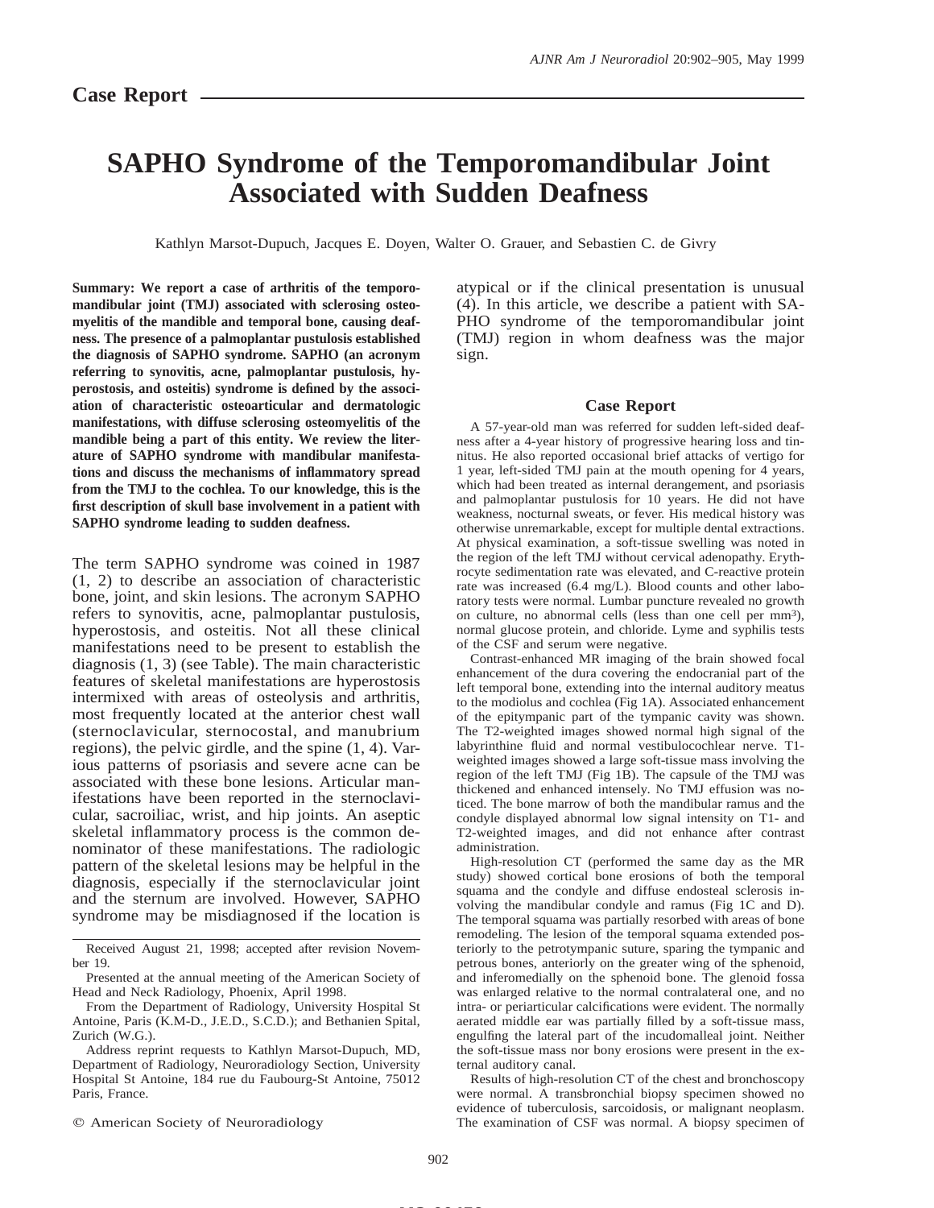## Case Report

# SAPHO Syndrome of the Temporomandibular Joint Associated with Sudden Deafness

Kathlyn Marsot-Dupuch, Jacques E. Doyen, Walter O. Grauer, and Sebastien C. de Givry

**Summary: We report a case of arthritis of the temporomandibular joint (TMJ) associated with sclerosing osteomyelitis of the mandible and temporal bone, causing deafness. The presence of a palmoplantar pustulosis established the diagnosis of SAPHO syndrome. SAPHO (an acronym referring to synovitis, acne, palmoplantar pustulosis, hyperostosis, and osteitis) syndrome is defined by the association of characteristic osteoarticular and dermatologic manifestations, with diffuse sclerosing osteomyelitis of the mandible being a part of this entity. We review the literature of SAPHO syndrome with mandibular manifestations and discuss the mechanisms of inflammatory spread from the TMJ to the cochlea. To our knowledge, this is the first description of skull base involvement in a patient with SAPHO syndrome leading to sudden deafness.**

The term SAPHO syndrome was coined in 1987 (1, 2) to describe an association of characteristic bone, joint, and skin lesions. The acronym SAPHO refers to synovitis, acne, palmoplantar pustulosis, hyperostosis, and osteitis. Not all these clinical manifestations need to be present to establish the diagnosis (1, 3) (see Table). The main characteristic features of skeletal manifestations are hyperostosis intermixed with areas of osteolysis and arthritis, most frequently located at the anterior chest wall (sternoclavicular, sternocostal, and manubrium regions), the pelvic girdle, and the spine (1, 4). Various patterns of psoriasis and severe acne can be associated with these bone lesions. Articular manifestations have been reported in the sternoclavicular, sacroiliac, wrist, and hip joints. An aseptic skeletal inflammatory process is the common denominator of these manifestations. The radiologic pattern of the skeletal lesions may be helpful in the diagnosis, especially if the sternoclavicular joint and the sternum are involved. However, SAPHO syndrome may be misdiagnosed if the location is atypical or if the clinical presentation is unusual (4). In this article, we describe a patient with SAPHO syndrome of the temporomandibular joint (TMJ) region in whom deafness was the major sign.

Received August 21, 1998; accepted after revision November 19.

Presented at the annual meeting of the American Society of Head and Neck Radiology, Phoenix, April 1998.

From the Department of Radiology, University Hospital St Antoine, Paris (K.M-D., J.E.D., S.C.D.); and Bethanien Spital, Zurich (W.G.).

Address reprint requests to Kathlyn Marsot-Dupuch, MD, Department of Radiology, Neuroradiology Section, University Hospital St Antoine, 184 rue du Faubourg-St Antoine, 75012 Paris, France.

© American Society of Neuroradiology

## Case Report

A 57-year-old man was referred for sudden left-sided deafness after a 4-year history of progressive hearing loss and tinnitus. He also reported occasional brief attacks of vertigo for 1 year, left-sided TMJ pain at the mouth opening for 4 years, which had been treated as internal derangement, and psoriasis and palmoplantar pustulosis for 10 years. He did not have weakness, nocturnal sweats, or fever. His medical history was otherwise unremarkable, except for multiple dental extractions. At physical examination, a soft-tissue swelling was noted in the region of the left TMJ without cervical adenopathy. Erythrocyte sedimentation rate was elevated, and C-reactive protein rate was increased (6.4 mg/L). Blood counts and other laboratory tests were normal. Lumbar puncture revealed no growth on culture, no abnormal cells (less than one cell per $mm^3$), normal glucose protein, and chloride. Lyme and syphilis tests of the CSF and serum were negative.

Contrast-enhanced MR imaging of the brain showed focal enhancement of the dura covering the endocranial part of the left temporal bone, extending into the internal auditory meatus to the modiolus and cochlea (Fig 1A). Associated enhancement of the epitympanic part of the tympanic cavity was shown. The T2-weighted images showed normal high signal of the labyrinthine fluid and normal vestibulocochlear nerve. T1-weighted images showed a large soft-tissue mass involving the region of the left TMJ (Fig 1B). The capsule of the TMJ was thickened and enhanced intensely. No TMJ effusion was noticed. The bone marrow of both the mandibular ramus and the condyle displayed abnormal low signal intensity on T1- and T2-weighted images, and did not enhance after contrast administration.

High-resolution CT (performed the same day as the MR study) showed cortical bone erosions of both the temporal squama and the condyle and diffuse endosteal sclerosis involving the mandibular condyle and ramus (Fig 1C and D). The temporal squama was partially resorbed with areas of bone remodeling. The lesion of the temporal squama extended posteriorly to the petrotympanic suture, sparing the tympanic and petrous bones, anteriorly on the greater wing of the sphenoid, and inferomedially on the sphenoid bone. The glenoid fossa was enlarged relative to the normal contralateral one, and no intra- or periarticular calcifications were evident. The normally aerated middle ear was partially filled by a soft-tissue mass, engulfing the lateral part of the incudomalleal joint. Neither the soft-tissue mass nor bony erosions were present in the external auditory canal.

Results of high-resolution CT of the chest and bronchoscopy were normal. A transbronchial biopsy specimen showed no evidence of tuberculosis, sarcoidosis, or malignant neoplasm. The examination of CSF was normal. A biopsy specimen of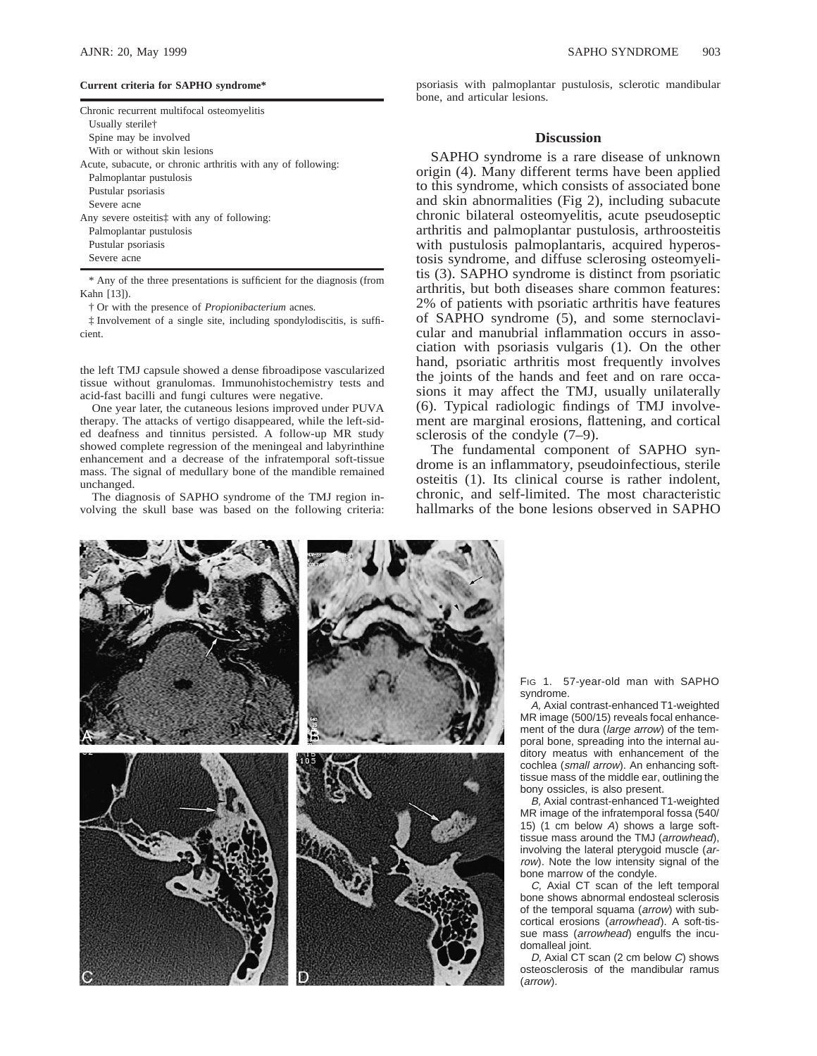**Current criteria for SAPHO syndrome***

| |
|---|
| Chronic recurrent multifocal osteomyelitis |
| Usually sterile† |
| Spine may be involved |
| With or without skin lesions |
| Acute, subacute, or chronic arthritis with any of following: |
| Palmoplantar pustulosis |
| Pustular psoriasis |
| Severe acne |
| Any severe osteitis‡ with any of following: |
| Palmoplantar pustulosis |
| Pustular psoriasis |
| Severe acne |

\* Any of the three presentations is sufficient for the diagnosis (from Kahn [13]).

† Or with the presence of *Propionibacterium* acnes.

‡ Involvement of a single site, including spondylodiscitis, is sufficient.

the left TMJ capsule showed a dense fibroadipose vascularized tissue without granulomas. Immunohistochemistry tests and acid-fast bacilli and fungi cultures were negative.

One year later, the cutaneous lesions improved under PUVA therapy. The attacks of vertigo disappeared, while the left-sided deafness and tinnitus persisted. A follow-up MR study showed complete regression of the meningeal and labyrinthine enhancement and a decrease of the infratemporal soft-tissue mass. The signal of medullary bone of the mandible remained unchanged.

The diagnosis of SAPHO syndrome of the TMJ region involving the skull base was based on the following criteria: psoriasis with palmoplantar pustulosis, sclerotic mandibular bone, and articular lesions.

## Discussion

SAPHO syndrome is a rare disease of unknown origin (4). Many different terms have been applied to this syndrome, which consists of associated bone and skin abnormalities (Fig 2), including subacute chronic bilateral osteomyelitis, acute pseudoseptic arthritis and palmoplantar pustulosis, arthroosteitis with pustulosis palmoplantaris, acquired hyperostosis syndrome, and diffuse sclerosing osteomyelitis (3). SAPHO syndrome is distinct from psoriatic arthritis, but both diseases share common features: 2% of patients with psoriatic arthritis have features of SAPHO syndrome (5), and some sternoclavicular and manubrial inflammation occurs in association with psoriasis vulgaris (1). On the other hand, psoriatic arthritis most frequently involves the joints of the hands and feet and on rare occasions it may affect the TMJ, usually unilaterally (6). Typical radiologic findings of TMJ involvement are marginal erosions, flattening, and cortical sclerosis of the condyle (7–9).

The fundamental component of SAPHO syndrome is an inflammatory, pseudoinfectious, sterile osteitis (1). Its clinical course is rather indolent, chronic, and self-limited. The most characteristic hallmarks of the bone lesions observed in SAPHO

FIG 1. 57-year-old man with SAPHO syndrome.

*A,* Axial contrast-enhanced T1-weighted MR image (500/15) reveals focal enhancement of the dura (*large arrow*) of the temporal bone, spreading into the internal auditory meatus with enhancement of the cochlea (*small arrow*). An enhancing soft-tissue mass of the middle ear, outlining the bony ossicles, is also present.

*B,* Axial contrast-enhanced T1-weighted MR image of the infratemporal fossa (540/15) (1 cm below *A*) shows a large soft-tissue mass around the TMJ (*arrowhead*), involving the lateral pterygoid muscle (*arrow*). Note the low intensity signal of the bone marrow of the condyle.

*C,* Axial CT scan of the left temporal bone shows abnormal endosteal sclerosis of the temporal squama (*arrow*) with subcortical erosions (*arrowhead*). A soft-tissue mass (*arrowhead*) engulfs the incudomalleal joint.

*D,* Axial CT scan (2 cm below *C*) shows osteosclerosis of the mandibular ramus (*arrow*).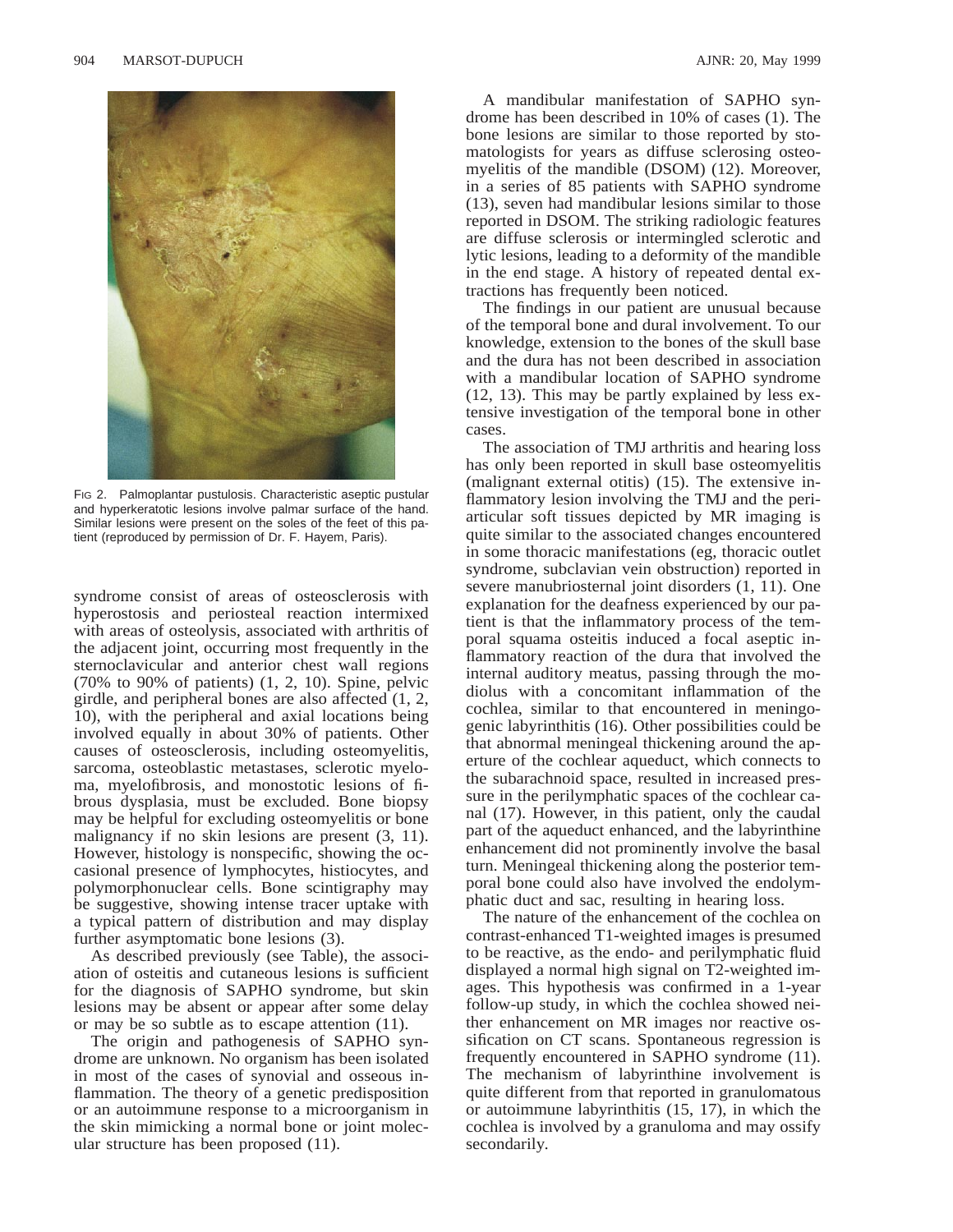FIG 2. Palmoplantar pustulosis. Characteristic aseptic pustular and hyperkeratotic lesions involve palmar surface of the hand. Similar lesions were present on the soles of the feet of this patient (reproduced by permission of Dr. F. Hayem, Paris).

syndrome consist of areas of osteosclerosis with hyperostosis and periosteal reaction intermixed with areas of osteolysis, associated with arthritis of the adjacent joint, occurring most frequently in the sternoclavicular and anterior chest wall regions (70% to 90% of patients) (1, 2, 10). Spine, pelvic girdle, and peripheral bones are also affected (1, 2, 10), with the peripheral and axial locations being involved equally in about 30% of patients. Other causes of osteosclerosis, including osteomyelitis, sarcoma, osteoblastic metastases, sclerotic myeloma, myelofibrosis, and monostotic lesions of fibrous dysplasia, must be excluded. Bone biopsy may be helpful for excluding osteomyelitis or bone malignancy if no skin lesions are present (3, 11). However, histology is nonspecific, showing the occasional presence of lymphocytes, histiocytes, and polymorphonuclear cells. Bone scintigraphy may be suggestive, showing intense tracer uptake with a typical pattern of distribution and may display further asymptomatic bone lesions (3).

As described previously (see Table), the association of osteitis and cutaneous lesions is sufficient for the diagnosis of SAPHO syndrome, but skin lesions may be absent or appear after some delay or may be so subtle as to escape attention (11).

The origin and pathogenesis of SAPHO syndrome are unknown. No organism has been isolated in most of the cases of synovial and osseous inflammation. The theory of a genetic predisposition or an autoimmune response to a microorganism in the skin mimicking a normal bone or joint molecular structure has been proposed (11).

A mandibular manifestation of SAPHO syndrome has been described in 10% of cases (1). The bone lesions are similar to those reported by stomatologists for years as diffuse sclerosing osteomyelitis of the mandible (DSOM) (12). Moreover, in a series of 85 patients with SAPHO syndrome (13), seven had mandibular lesions similar to those reported in DSOM. The striking radiologic features are diffuse sclerosis or intermingled sclerotic and lytic lesions, leading to a deformity of the mandible in the end stage. A history of repeated dental extractions has frequently been noticed.

The findings in our patient are unusual because of the temporal bone and dural involvement. To our knowledge, extension to the bones of the skull base and the dura has not been described in association with a mandibular location of SAPHO syndrome (12, 13). This may be partly explained by less extensive investigation of the temporal bone in other cases.

The association of TMJ arthritis and hearing loss has only been reported in skull base osteomyelitis (malignant external otitis) (15). The extensive inflammatory lesion involving the TMJ and the periarticular soft tissues depicted by MR imaging is quite similar to the associated changes encountered in some thoracic manifestations (eg, thoracic outlet syndrome, subclavian vein obstruction) reported in severe manubriosternal joint disorders (1, 11). One explanation for the deafness experienced by our patient is that the inflammatory process of the temporal squama osteitis induced a focal aseptic inflammatory reaction of the dura that involved the internal auditory meatus, passing through the modiolus with a concomitant inflammation of the cochlea, similar to that encountered in meningogenic labyrinthitis (16). Other possibilities could be that abnormal meningeal thickening around the aperture of the cochlear aqueduct, which connects to the subarachnoid space, resulted in increased pressure in the perilymphatic spaces of the cochlear canal (17). However, in this patient, only the caudal part of the aqueduct enhanced, and the labyrinthine enhancement did not prominently involve the basal turn. Meningeal thickening along the posterior temporal bone could also have involved the endolymphatic duct and sac, resulting in hearing loss.

The nature of the enhancement of the cochlea on contrast-enhanced T1-weighted images is presumed to be reactive, as the endo- and perilymphatic fluid displayed a normal high signal on T2-weighted images. This hypothesis was confirmed in a 1-year follow-up study, in which the cochlea showed neither enhancement on MR images nor reactive ossification on CT scans. Spontaneous regression is frequently encountered in SAPHO syndrome (11). The mechanism of labyrinthine involvement is quite different from that reported in granulomatous or autoimmune labyrinthitis (15, 17), in which the cochlea is involved by a granuloma and may ossify secondarily.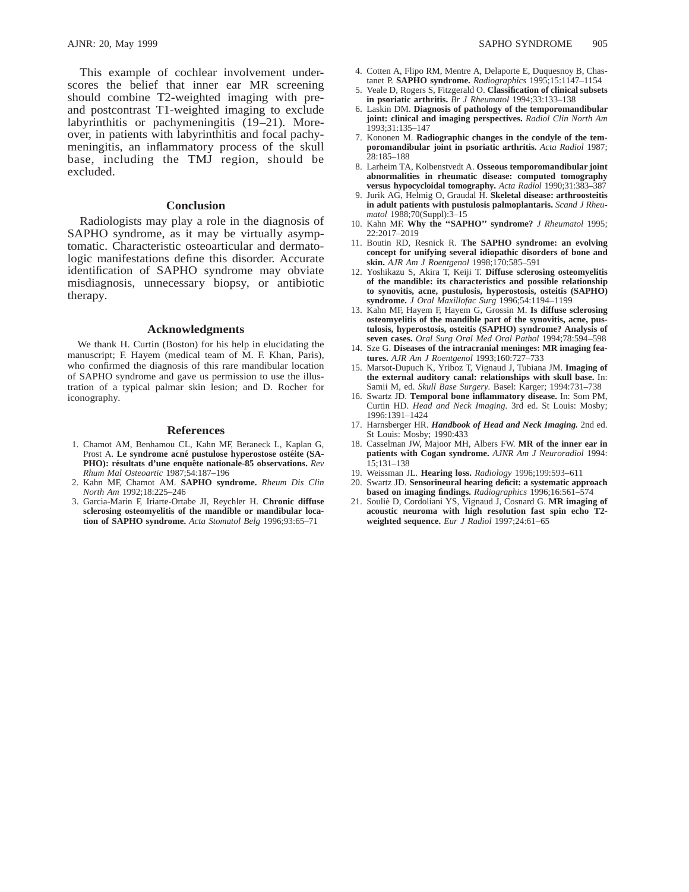This example of cochlear involvement underscores the belief that inner ear MR screening should combine T2-weighted imaging with pre- and postcontrast T1-weighted imaging to exclude labyrinthitis or pachymeningitis (19–21). Moreover, in patients with labyrinthitis and focal pachymeningitis, an inflammatory process of the skull base, including the TMJ region, should be excluded.

## Conclusion

Radiologists may play a role in the diagnosis of SAPHO syndrome, as it may be virtually asymptomatic. Characteristic osteoarticular and dermatologic manifestations define this disorder. Accurate identification of SAPHO syndrome may obviate misdiagnosis, unnecessary biopsy, or antibiotic therapy.

## Acknowledgments

We thank H. Curtin (Boston) for his help in elucidating the manuscript; F. Hayem (medical team of M. F. Khan, Paris), who confirmed the diagnosis of this rare mandibular location of SAPHO syndrome and gave us permission to use the illustration of a typical palmar skin lesion; and D. Rocher for iconography.

## References

1. Chamot AM, Benhamou CL, Kahn MF, Beraneck L, Kaplan G, Prost A. **Le syndrome acné pustulose hyperostose ostéite (SAPHO): résultats d'une enquête nationale-85 observations.** *Rev Rhum Mal Osteoartic* 1987;54:187–196
2. Kahn MF, Chamot AM. **SAPHO syndrome.** *Rheum Dis Clin North Am* 1992;18:225–246
3. Garcia-Marin F, Iriarte-Ortabe JI, Reychler H. **Chronic diffuse sclerosing osteomyelitis of the mandible or mandibular location of SAPHO syndrome.** *Acta Stomatol Belg* 1996;93:65–71
4. Cotten A, Flipo RM, Mentre A, Delaporte E, Duquesnoy B, Chastanet P. **SAPHO syndrome.** *Radiographics* 1995;15:1147–1154
5. Veale D, Rogers S, Fitzgerald O. **Classification of clinical subsets in psoriatic arthritis.** *Br J Rheumatol* 1994;33:133–138
6. Laskin DM. **Diagnosis of pathology of the temporomandibular joint: clinical and imaging perspectives.** *Radiol Clin North Am* 1993;31:135–147
7. Kononen M. **Radiographic changes in the condyle of the temporomandibular joint in psoriatic arthritis.** *Acta Radiol* 1987;28:185–188
8. Larheim TA, Kolbenstvedt A. **Osseous temporomandibular joint abnormalities in rheumatic disease: computed tomography versus hypocycloidal tomography.** *Acta Radiol* 1990;31:383–387
9. Jurik AG, Helmig O, Graudal H. **Skeletal disease: arthroosteitis in adult patients with pustulosis palmoplantaris.** *Scand J Rheumatol* 1988;70(Suppl):3–15
10. Kahn MF. **Why the "SAPHO" syndrome?** *J Rheumatol* 1995;22:2017–2019
11. Boutin RD, Resnick R. **The SAPHO syndrome: an evolving concept for unifying several idiopathic disorders of bone and skin.** *AJR Am J Roentgenol* 1998;170:585–591
12. Yoshikazu S, Akira T, Keiji T. **Diffuse sclerosing osteomyelitis of the mandible: its characteristics and possible relationship to synovitis, acne, pustulosis, hyperostosis, osteitis (SAPHO) syndrome.** *J Oral Maxillofac Surg* 1996;54:1194–1199
13. Kahn MF, Hayem F, Hayem G, Grossin M. **Is diffuse sclerosing osteomyelitis of the mandible part of the synovitis, acne, pustulosis, hyperostosis, osteitis (SAPHO) syndrome? Analysis of seven cases.** *Oral Surg Oral Med Oral Pathol* 1994;78:594–598
14. Sze G. **Diseases of the intracranial meninges: MR imaging features.** *AJR Am J Roentgenol* 1993;160:727–733
15. Marsot-Dupuch K, Yriboz T, Vignaud J, Tubiana JM. **Imaging of the external auditory canal: relationships with skull base.** In: Samii M, ed. *Skull Base Surgery.* Basel: Karger; 1994:731–738
16. Swartz JD. **Temporal bone inflammatory disease.** In: Som PM, Curtin HD. *Head and Neck Imaging.* 3rd ed. St Louis: Mosby; 1996:1391–1424
17. Harnsberger HR. ***Handbook of Head and Neck Imaging.*** 2nd ed. St Louis: Mosby; 1990:433
18. Casselman JW, Majoor MH, Albers FW. **MR of the inner ear in patients with Cogan syndrome.** *AJNR Am J Neuroradiol* 1994:15;131–138
19. Weissman JL. **Hearing loss.** *Radiology* 1996;199:593–611
20. Swartz JD. **Sensorineural hearing deficit: a systematic approach based on imaging findings.** *Radiographics* 1996;16:561–574
21. Soulié D, Cordoliani YS, Vignaud J, Cosnard G. **MR imaging of acoustic neuroma with high resolution fast spin echo T2-weighted sequence.** *Eur J Radiol* 1997;24:61–65